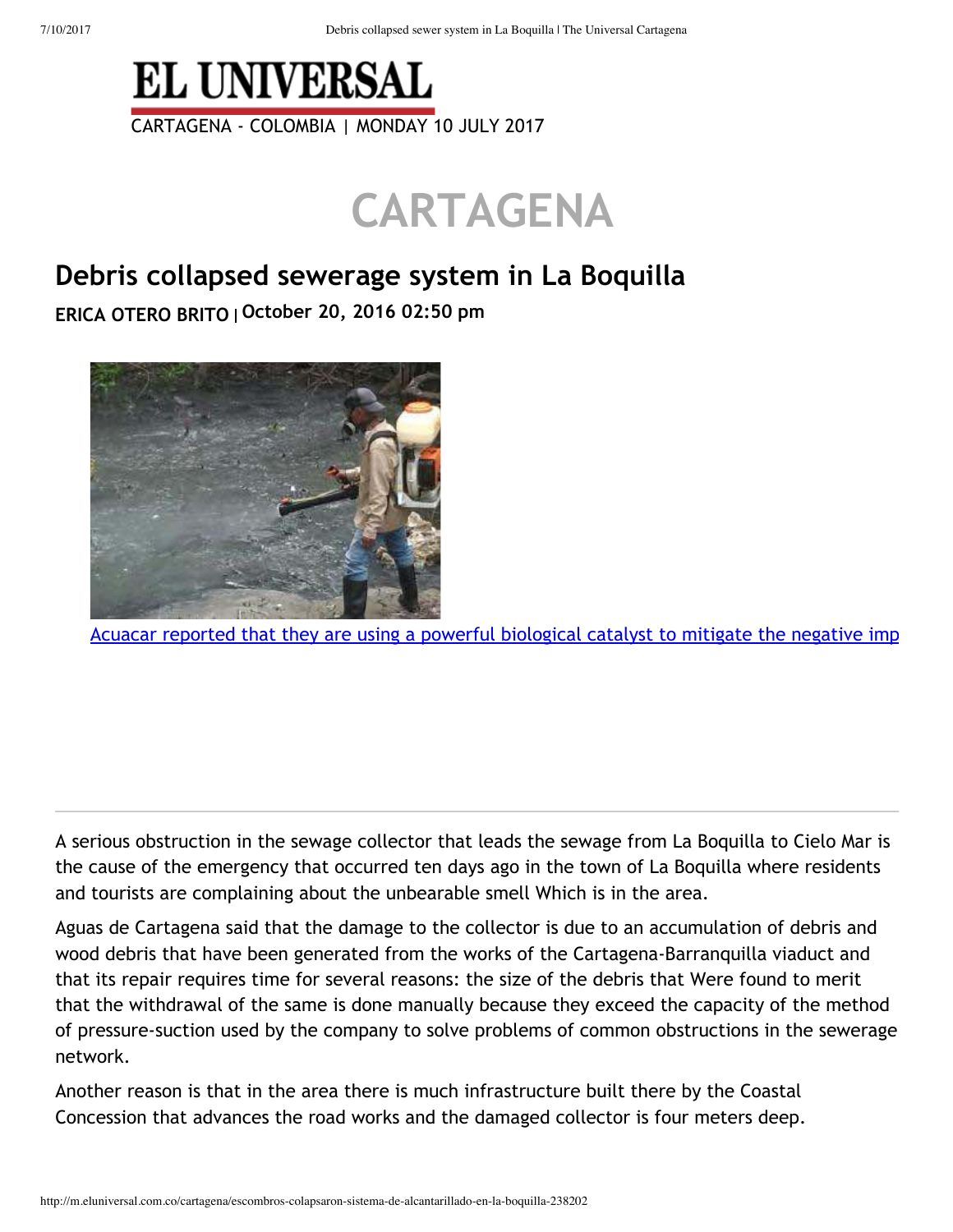# EL UNIVERSAL

CARTAGENA - COLOMBIA | MONDAY 10 JULY 2017

## CARTAGENA

### Debris collapsed sewerage system in La Boquilla

**ERICA OTERO BRITO | October 20, 2016 02:50 pm**

Acuacar reported that they are using a powerful biological catalyst to mitigate the negative imp

---

A serious obstruction in the sewage collector that leads the sewage from La Boquilla to Cielo Mar is the cause of the emergency that occurred ten days ago in the town of La Boquilla where residents and tourists are complaining about the unbearable smell Which is in the area.

Aguas de Cartagena said that the damage to the collector is due to an accumulation of debris and wood debris that have been generated from the works of the Cartagena-Barranquilla viaduct and that its repair requires time for several reasons: the size of the debris that Were found to merit that the withdrawal of the same is done manually because they exceed the capacity of the method of pressure-suction used by the company to solve problems of common obstructions in the sewerage network.

Another reason is that in the area there is much infrastructure built there by the Coastal Concession that advances the road works and the damaged collector is four meters deep.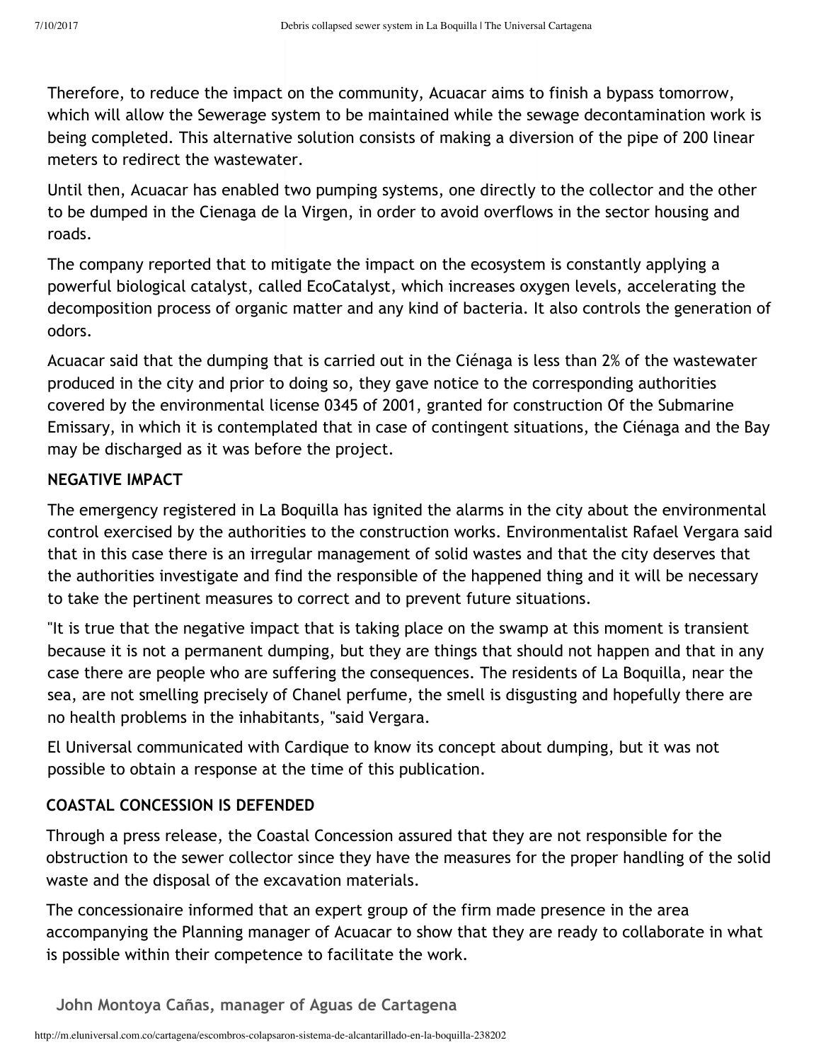Therefore, to reduce the impact on the community, Acuacar aims to finish a bypass tomorrow, which will allow the Sewerage system to be maintained while the sewage decontamination work is being completed. This alternative solution consists of making a diversion of the pipe of 200 linear meters to redirect the wastewater.

Until then, Acuacar has enabled two pumping systems, one directly to the collector and the other to be dumped in the Cienaga de la Virgen, in order to avoid overflows in the sector housing and roads.

The company reported that to mitigate the impact on the ecosystem is constantly applying a powerful biological catalyst, called EcoCatalyst, which increases oxygen levels, accelerating the decomposition process of organic matter and any kind of bacteria. It also controls the generation of odors.

Acuacar said that the dumping that is carried out in the Ciénaga is less than 2% of the wastewater produced in the city and prior to doing so, they gave notice to the corresponding authorities covered by the environmental license 0345 of 2001, granted for construction Of the Submarine Emissary, in which it is contemplated that in case of contingent situations, the Ciénaga and the Bay may be discharged as it was before the project.

**NEGATIVE IMPACT**

The emergency registered in La Boquilla has ignited the alarms in the city about the environmental control exercised by the authorities to the construction works. Environmentalist Rafael Vergara said that in this case there is an irregular management of solid wastes and that the city deserves that the authorities investigate and find the responsible of the happened thing and it will be necessary to take the pertinent measures to correct and to prevent future situations.

"It is true that the negative impact that is taking place on the swamp at this moment is transient because it is not a permanent dumping, but they are things that should not happen and that in any case there are people who are suffering the consequences. The residents of La Boquilla, near the sea, are not smelling precisely of Chanel perfume, the smell is disgusting and hopefully there are no health problems in the inhabitants, "said Vergara.

El Universal communicated with Cardique to know its concept about dumping, but it was not possible to obtain a response at the time of this publication.

**COASTAL CONCESSION IS DEFENDED**

Through a press release, the Coastal Concession assured that they are not responsible for the obstruction to the sewer collector since they have the measures for the proper handling of the solid waste and the disposal of the excavation materials.

The concessionaire informed that an expert group of the firm made presence in the area accompanying the Planning manager of Acuacar to show that they are ready to collaborate in what is possible within their competence to facilitate the work.

**John Montoya Cañas, manager of Aguas de Cartagena**